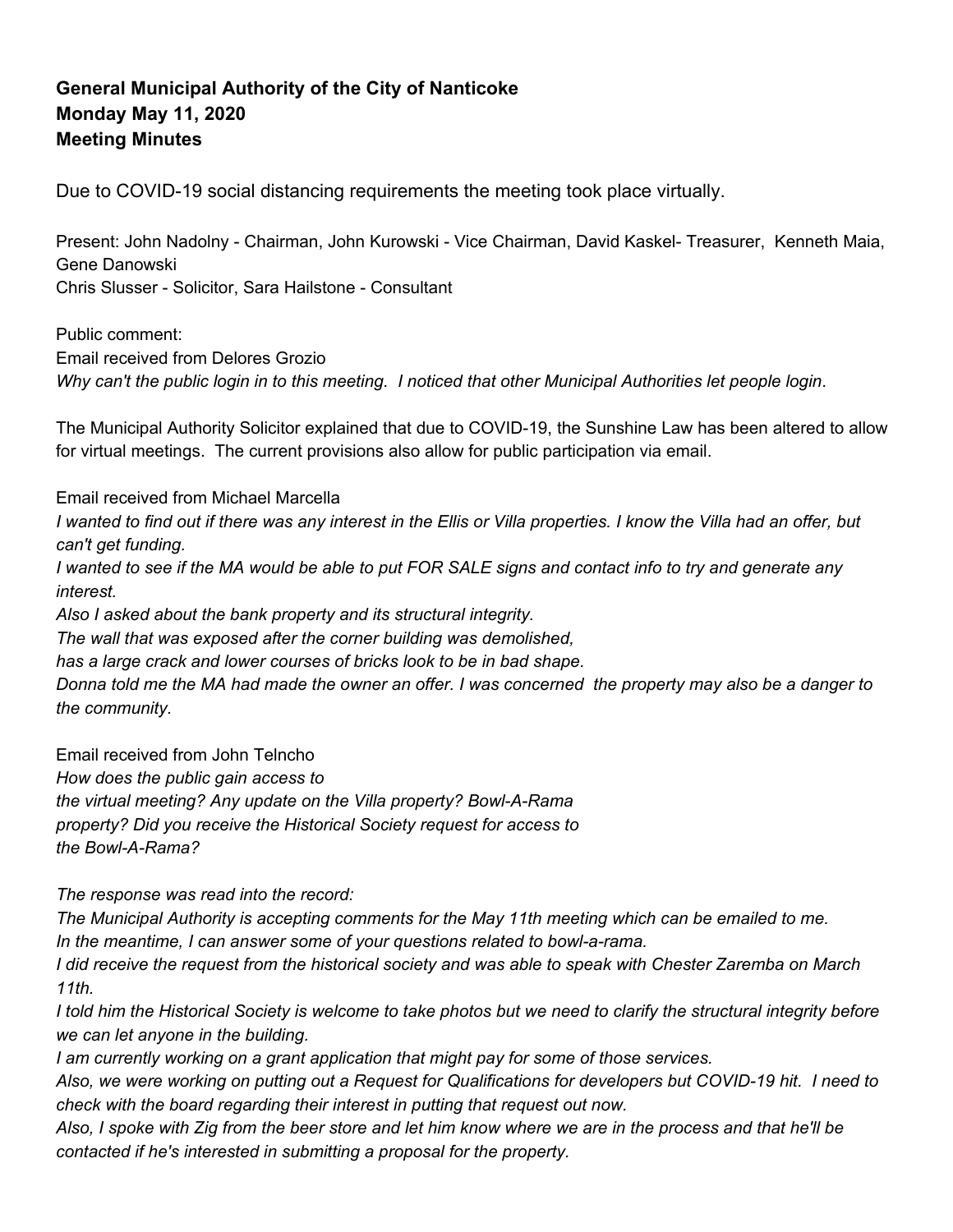**General Municipal Authority of the City of Nanticoke**
**Monday May 11, 2020**
**Meeting Minutes**

Due to COVID-19 social distancing requirements the meeting took place virtually.

Present: John Nadolny - Chairman, John Kurowski - Vice Chairman, David Kaskel- Treasurer, Kenneth Maia, Gene Danowski
Chris Slusser - Solicitor, Sara Hailstone - Consultant

Public comment:
Email received from Delores Grozio
*Why can't the public login in to this meeting. I noticed that other Municipal Authorities let people login*.

The Municipal Authority Solicitor explained that due to COVID-19, the Sunshine Law has been altered to allow for virtual meetings. The current provisions also allow for public participation via email.

Email received from Michael Marcella
*I wanted to find out if there was any interest in the Ellis or Villa properties. I know the Villa had an offer, but can't get funding.*
*I wanted to see if the MA would be able to put FOR SALE signs and contact info to try and generate any interest.*
*Also I asked about the bank property and its structural integrity.*
*The wall that was exposed after the corner building was demolished,*
*has a large crack and lower courses of bricks look to be in bad shape.*
*Donna told me the MA had made the owner an offer. I was concerned the property may also be a danger to the community.*

Email received from John Telncho
*How does the public gain access to*
*the virtual meeting? Any update on the Villa property? Bowl-A-Rama*
*property? Did you receive the Historical Society request for access to*
*the Bowl-A-Rama?*

*The response was read into the record:*
*The Municipal Authority is accepting comments for the May 11th meeting which can be emailed to me.*
*In the meantime, I can answer some of your questions related to bowl-a-rama.*
*I did receive the request from the historical society and was able to speak with Chester Zaremba on March 11th.*
*I told him the Historical Society is welcome to take photos but we need to clarify the structural integrity before we can let anyone in the building.*
*I am currently working on a grant application that might pay for some of those services.*
*Also, we were working on putting out a Request for Qualifications for developers but COVID-19 hit. I need to check with the board regarding their interest in putting that request out now.*
*Also, I spoke with Zig from the beer store and let him know where we are in the process and that he'll be contacted if he's interested in submitting a proposal for the property.*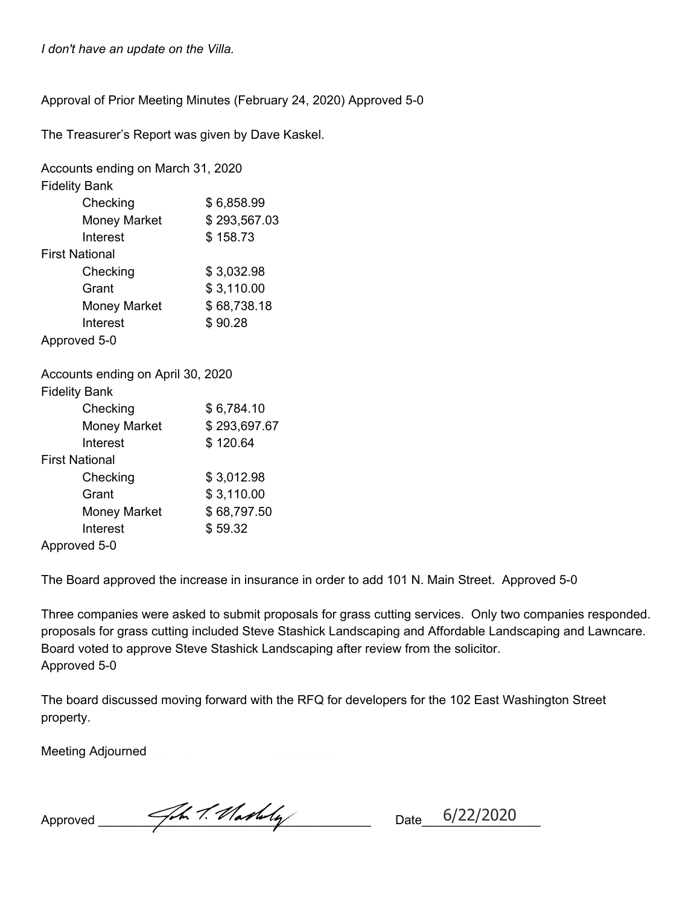*I don't have an update on the Villa.*

Approval of Prior Meeting Minutes (February 24, 2020) Approved 5-0

The Treasurer's Report was given by Dave Kaskel.

Accounts ending on March 31, 2020

| | |
|---|---|
| **Fidelity Bank** | |
| Checking | $ 6,858.99 |
| Money Market | $ 293,567.03 |
| Interest | $ 158.73 |
| **First National** | |
| Checking | $ 3,032.98 |
| Grant | $ 3,110.00 |
| Money Market | $ 68,738.18 |
| Interest | $ 90.28 |

Approved 5-0

Accounts ending on April 30, 2020

| | |
|---|---|
| **Fidelity Bank** | |
| Checking | $ 6,784.10 |
| Money Market | $ 293,697.67 |
| Interest | $ 120.64 |
| **First National** | |
| Checking | $ 3,012.98 |
| Grant | $ 3,110.00 |
| Money Market | $ 68,797.50 |
| Interest | $ 59.32 |

Approved 5-0

The Board approved the increase in insurance in order to add 101 N. Main Street. Approved 5-0

Three companies were asked to submit proposals for grass cutting services. Only two companies responded. proposals for grass cutting included Steve Stashick Landscaping and Affordable Landscaping and Lawncare. Board voted to approve Steve Stashick Landscaping after review from the solicitor.
Approved 5-0

The board discussed moving forward with the RFQ for developers for the 102 East Washington Street property.

Meeting Adjourned

Approved ___John T. Mashuly___ Date 6/22/2020